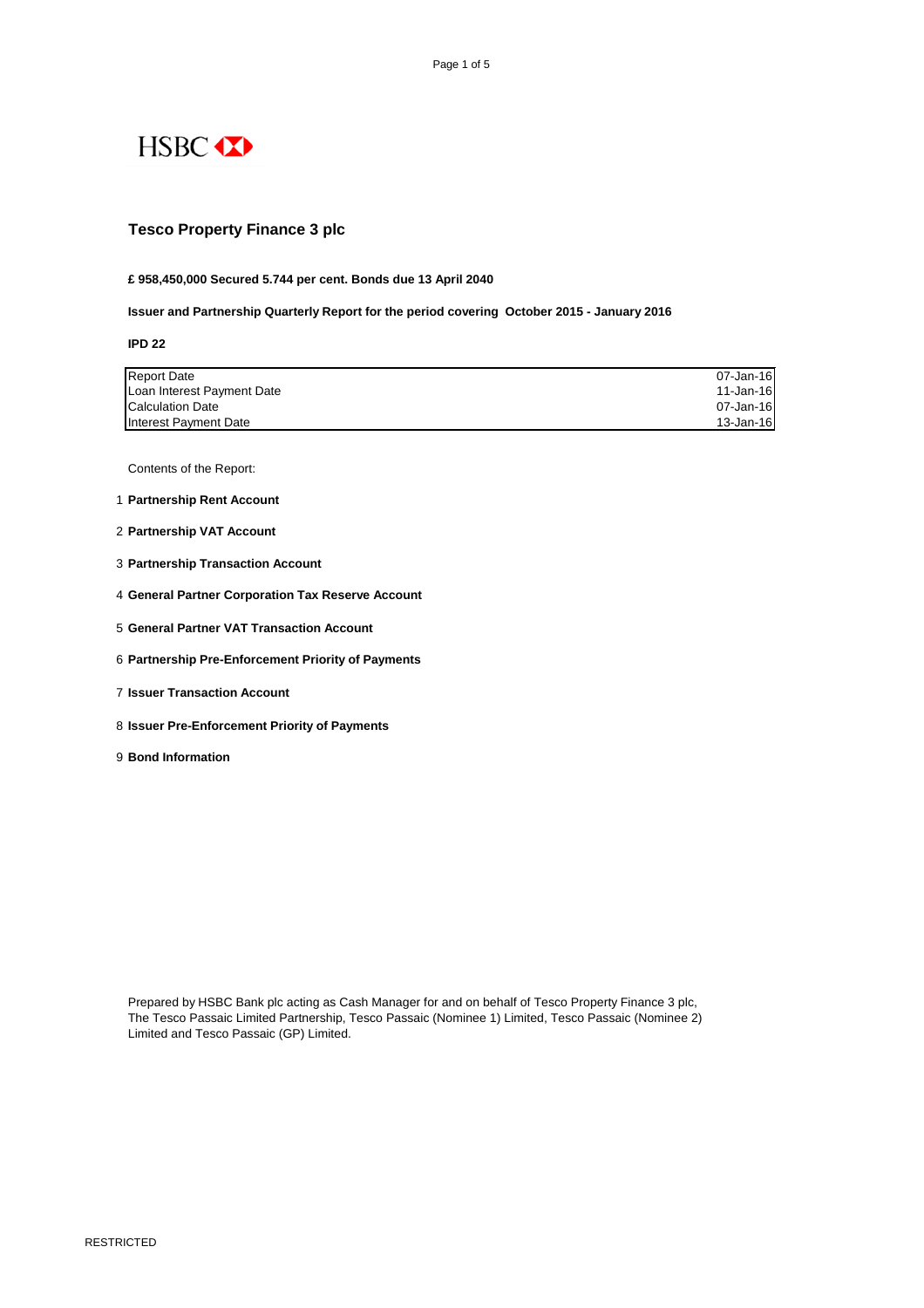HSBC

# Tesco Property Finance 3 plc

**£ 958,450,000 Secured 5.744 per cent. Bonds due 13 April 2040**

**Issuer and Partnership Quarterly Report for the period covering October 2015 - January 2016**

**IPD 22**

| | |
|---|---|
| Report Date | 07-Jan-16 |
| Loan Interest Payment Date | 11-Jan-16 |
| Calculation Date | 07-Jan-16 |
| Interest Payment Date | 13-Jan-16 |

Contents of the Report:

1. **Partnership Rent Account**
2. **Partnership VAT Account**
3. **Partnership Transaction Account**
4. **General Partner Corporation Tax Reserve Account**
5. **General Partner VAT Transaction Account**
6. **Partnership Pre-Enforcement Priority of Payments**
7. **Issuer Transaction Account**
8. **Issuer Pre-Enforcement Priority of Payments**
9. **Bond Information**

Prepared by HSBC Bank plc acting as Cash Manager for and on behalf of Tesco Property Finance 3 plc, The Tesco Passaic Limited Partnership, Tesco Passaic (Nominee 1) Limited, Tesco Passaic (Nominee 2) Limited and Tesco Passaic (GP) Limited.

RESTRICTED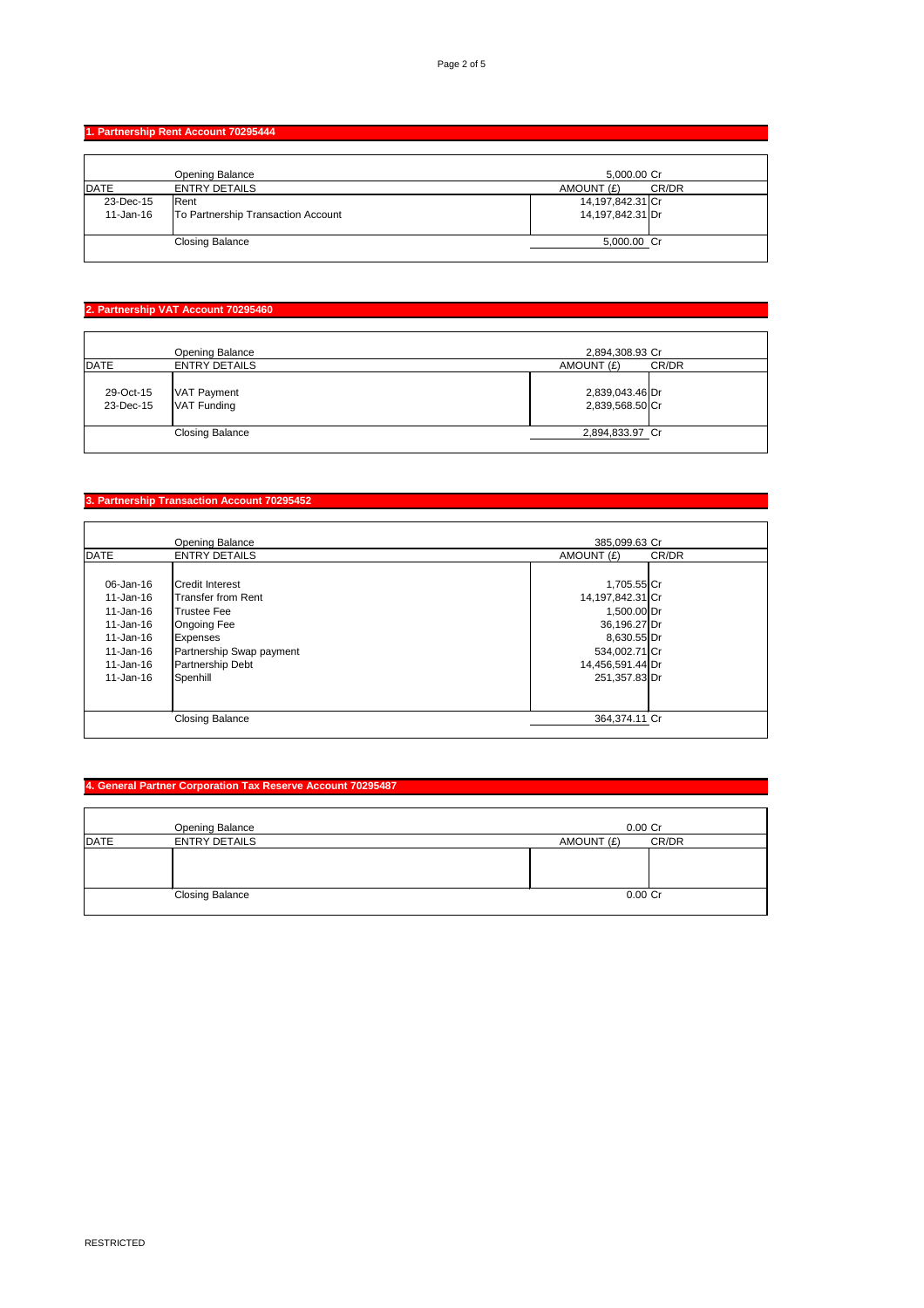## 1. Partnership Rent Account 70295444

| DATE | ENTRY DETAILS | AMOUNT (£) | CR/DR |
|---|---|---|---|
| | Opening Balance | 5,000.00 | Cr |
| 23-Dec-15 | Rent | 14,197,842.31 | Cr |
| 11-Jan-16 | To Partnership Transaction Account | 14,197,842.31 | Dr |
| | Closing Balance | 5,000.00 | Cr |

## 2. Partnership VAT Account 70295460

| DATE | ENTRY DETAILS | AMOUNT (£) | CR/DR |
|---|---|---|---|
| | Opening Balance | 2,894,308.93 | Cr |
| 29-Oct-15 | VAT Payment | 2,839,043.46 | Dr |
| 23-Dec-15 | VAT Funding | 2,839,568.50 | Cr |
| | Closing Balance | 2,894,833.97 | Cr |

## 3. Partnership Transaction Account 70295452

| DATE | ENTRY DETAILS | AMOUNT (£) | CR/DR |
|---|---|---|---|
| | Opening Balance | 385,099.63 | Cr |
| 06-Jan-16 | Credit Interest | 1,705.55 | Cr |
| 11-Jan-16 | Transfer from Rent | 14,197,842.31 | Cr |
| 11-Jan-16 | Trustee Fee | 1,500.00 | Dr |
| 11-Jan-16 | Ongoing Fee | 36,196.27 | Dr |
| 11-Jan-16 | Expenses | 8,630.55 | Dr |
| 11-Jan-16 | Partnership Swap payment | 534,002.71 | Cr |
| 11-Jan-16 | Partnership Debt | 14,456,591.44 | Dr |
| 11-Jan-16 | Spenhill | 251,357.83 | Dr |
| | Closing Balance | 364,374.11 | Cr |

## 4. General Partner Corporation Tax Reserve Account 70295487

| DATE | ENTRY DETAILS | AMOUNT (£) | CR/DR |
|---|---|---|---|
| | Opening Balance | 0.00 | Cr |
| | Closing Balance | 0.00 | Cr |

RESTRICTED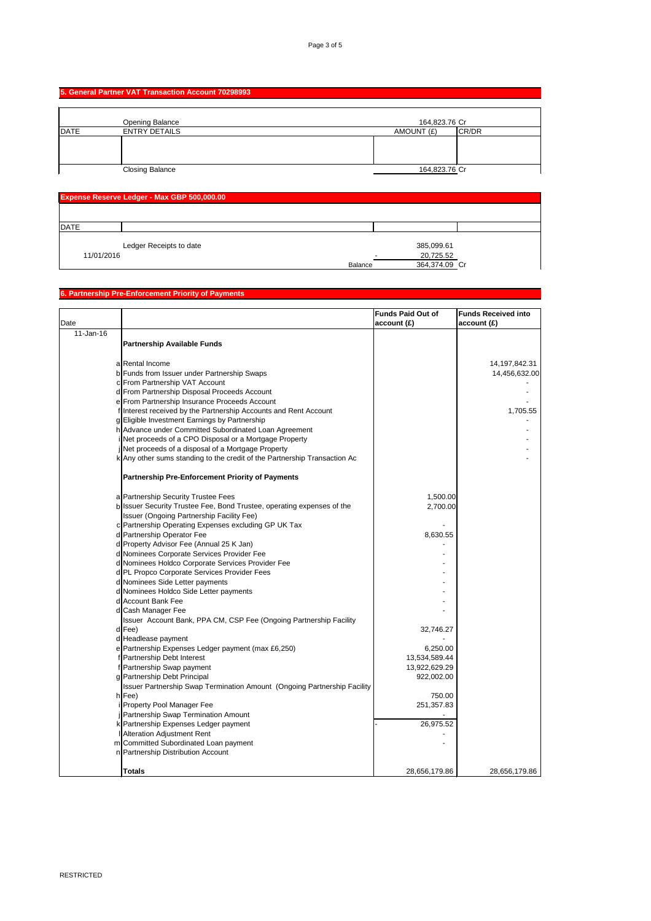## 5. General Partner VAT Transaction Account 70298993

| DATE | ENTRY DETAILS | AMOUNT (£) | CR/DR |
|---|---|---|---|
| | Opening Balance | 164,823.76 | Cr |
| | | | |
| | Closing Balance | 164,823.76 | Cr |

## Expense Reserve Ledger - Max GBP 500,000.00

| DATE | | | |
|---|---|---|---|
| | Ledger Receipts to date | 385,099.61 | |
| 11/01/2016 | - | 20,725.52 | |
| | Balance | 364,374.09 | Cr |

## 6. Partnership Pre-Enforcement Priority of Payments

| Date | | | Funds Paid Out of account (£) | Funds Received into account (£) |
|---|---|---|---|---|
| 11-Jan-16 | | **Partnership Available Funds** | | |
| | a | Rental Income | | 14,197,842.31 |
| | b | Funds from Issuer under Partnership Swaps | | 14,456,632.00 |
| | c | From Partnership VAT Account | | - |
| | d | From Partnership Disposal Proceeds Account | | - |
| | e | From Partnership Insurance Proceeds Account | | - |
| | f | Interest received by the Partnership Accounts and Rent Account | | 1,705.55 |
| | g | Eligible Investment Earnings by Partnership | | - |
| | h | Advance under Committed Subordinated Loan Agreement | | - |
| | i | Net proceeds of a CPO Disposal or a Mortgage Property | | - |
| | j | Net proceeds of a disposal of a Mortgage Property | | - |
| | k | Any other sums standing to the credit of the Partnership Transaction Ac | | - |
| | | **Partnership Pre-Enforcement Priority of Payments** | | |
| | a | Partnership Security Trustee Fees | 1,500.00 | |
| | b | Issuer Security Trustee Fee, Bond Trustee, operating expenses of the Issuer (Ongoing Partnership Facility Fee) | 2,700.00 | |
| | c | Partnership Operating Expenses excluding GP UK Tax | - | |
| | d | Partnership Operator Fee | 8,630.55 | |
| | d | Property Advisor Fee (Annual 25 K Jan) | - | |
| | d | Nominees Corporate Services Provider Fee | - | |
| | d | Nominees Holdco Corporate Services Provider Fee | - | |
| | d | PL Propco Corporate Services Provider Fees | - | |
| | d | Nominees Side Letter payments | - | |
| | d | Nominees Holdco Side Letter payments | - | |
| | d | Account Bank Fee | - | |
| | d | Cash Manager Fee | - | |
| | d | Issuer Account Bank, PPA CM, CSP Fee (Ongoing Partnership Facility Fee) | 32,746.27 | |
| | d | Headlease payment | - | |
| | e | Partnership Expenses Ledger payment (max £6,250) | 6,250.00 | |
| | f | Partnership Debt Interest | 13,534,589.44 | |
| | f | Partnership Swap payment | 13,922,629.29 | |
| | g | Partnership Debt Principal | 922,002.00 | |
| | h | Issuer Partnership Swap Termination Amount (Ongoing Partnership Facility Fee) | 750.00 | |
| | i | Property Pool Manager Fee | 251,357.83 | |
| | j | Partnership Swap Termination Amount | - | |
| | k | Partnership Expenses Ledger payment | - 26,975.52 | |
| | l | Alteration Adjustment Rent | - | |
| | m | Committed Subordinated Loan payment | - | |
| | n | Partnership Distribution Account | | |
| | | **Totals** | 28,656,179.86 | 28,656,179.86 |

RESTRICTED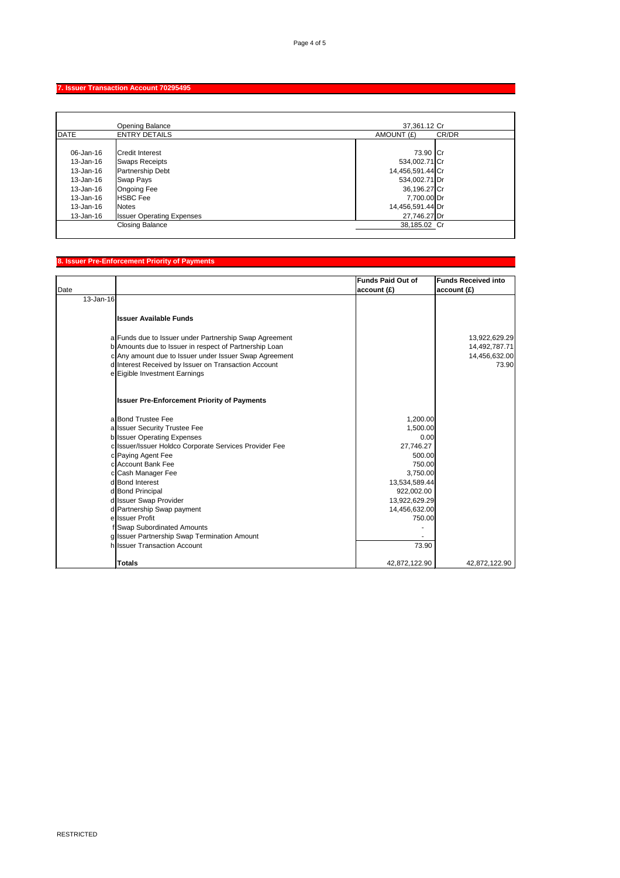## 7. Issuer Transaction Account 70295495

| DATE | ENTRY DETAILS | AMOUNT (£) | CR/DR |
|---|---|---|---|
| | Opening Balance | 37,361.12 | Cr |
| 06-Jan-16 | Credit Interest | 73.90 | Cr |
| 13-Jan-16 | Swaps Receipts | 534,002.71 | Cr |
| 13-Jan-16 | Partnership Debt | 14,456,591.44 | Cr |
| 13-Jan-16 | Swap Pays | 534,002.71 | Dr |
| 13-Jan-16 | Ongoing Fee | 36,196.27 | Cr |
| 13-Jan-16 | HSBC Fee | 7,700.00 | Dr |
| 13-Jan-16 | Notes | 14,456,591.44 | Dr |
| 13-Jan-16 | Issuer Operating Expenses | 27,746.27 | Dr |
| | Closing Balance | 38,185.02 | Cr |

## 8. Issuer Pre-Enforcement Priority of Payments

| Date | | | Funds Paid Out of account (£) | Funds Received into account (£) |
|---|---|---|---|---|
| 13-Jan-16 | | | | |
| | | **Issuer Available Funds** | | |
| | a | Funds due to Issuer under Partnership Swap Agreement | | 13,922,629.29 |
| | b | Amounts due to Issuer in respect of Partnership Loan | | 14,492,787.71 |
| | c | Any amount due to Issuer under Issuer Swap Agreement | | 14,456,632.00 |
| | d | Interest Received by Issuer on Transaction Account | | 73.90 |
| | e | Eigible Investment Earnings | | |
| | | **Issuer Pre-Enforcement Priority of Payments** | | |
| | a | Bond Trustee Fee | 1,200.00 | |
| | a | Issuer Security Trustee Fee | 1,500.00 | |
| | b | Issuer Operating Expenses | 0.00 | |
| | c | Issuer/Issuer Holdco Corporate Services Provider Fee | 27,746.27 | |
| | c | Paying Agent Fee | 500.00 | |
| | c | Account Bank Fee | 750.00 | |
| | c | Cash Manager Fee | 3,750.00 | |
| | d | Bond Interest | 13,534,589.44 | |
| | d | Bond Principal | 922,002.00 | |
| | d | Issuer Swap Provider | 13,922,629.29 | |
| | d | Partnership Swap payment | 14,456,632.00 | |
| | e | Issuer Profit | 750.00 | |
| | f | Swap Subordinated Amounts | - | |
| | g | Issuer Partnership Swap Termination Amount | - | |
| | h | Issuer Transaction Account | 73.90 | |
| | | **Totals** | 42,872,122.90 | 42,872,122.90 |

RESTRICTED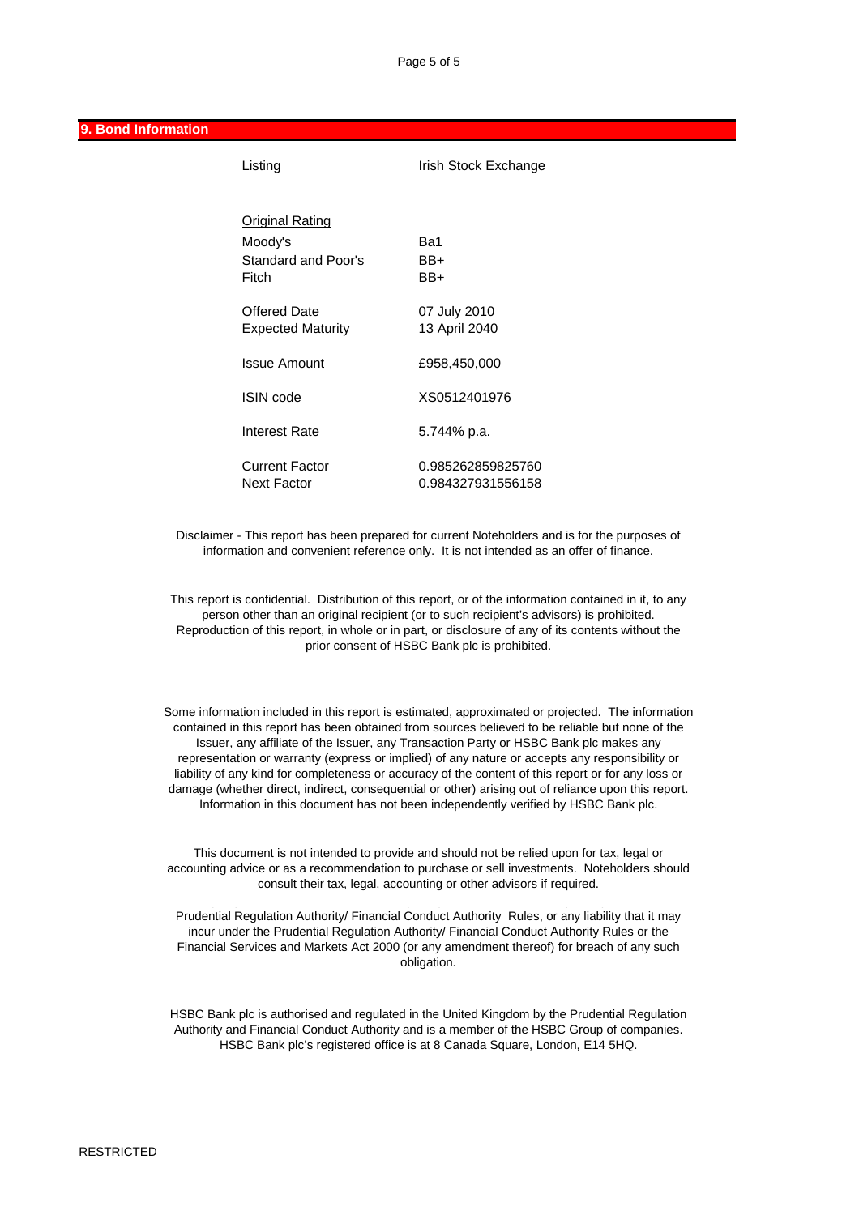## 9. Bond Information

| | |
|---|---|
| Listing | Irish Stock Exchange |
| <u>Original Rating</u> | |
| Moody's | Ba1 |
| Standard and Poor's | BB+ |
| Fitch | BB+ |
| Offered Date | 07 July 2010 |
| Expected Maturity | 13 April 2040 |
| Issue Amount | £958,450,000 |
| ISIN code | XS0512401976 |
| Interest Rate | 5.744% p.a. |
| Current Factor | 0.985262859825760 |
| Next Factor | 0.984327931556158 |

Disclaimer - This report has been prepared for current Noteholders and is for the purposes of information and convenient reference only. It is not intended as an offer of finance.

This report is confidential. Distribution of this report, or of the information contained in it, to any person other than an original recipient (or to such recipient's advisors) is prohibited. Reproduction of this report, in whole or in part, or disclosure of any of its contents without the prior consent of HSBC Bank plc is prohibited.

Some information included in this report is estimated, approximated or projected. The information contained in this report has been obtained from sources believed to be reliable but none of the Issuer, any affiliate of the Issuer, any Transaction Party or HSBC Bank plc makes any representation or warranty (express or implied) of any nature or accepts any responsibility or liability of any kind for completeness or accuracy of the content of this report or for any loss or damage (whether direct, indirect, consequential or other) arising out of reliance upon this report. Information in this document has not been independently verified by HSBC Bank plc.

This document is not intended to provide and should not be relied upon for tax, legal or accounting advice or as a recommendation to purchase or sell investments. Noteholders should consult their tax, legal, accounting or other advisors if required.

Prudential Regulation Authority/ Financial Conduct Authority Rules, or any liability that it may incur under the Prudential Regulation Authority/ Financial Conduct Authority Rules or the Financial Services and Markets Act 2000 (or any amendment thereof) for breach of any such obligation.

HSBC Bank plc is authorised and regulated in the United Kingdom by the Prudential Regulation Authority and Financial Conduct Authority and is a member of the HSBC Group of companies. HSBC Bank plc's registered office is at 8 Canada Square, London, E14 5HQ.

RESTRICTED